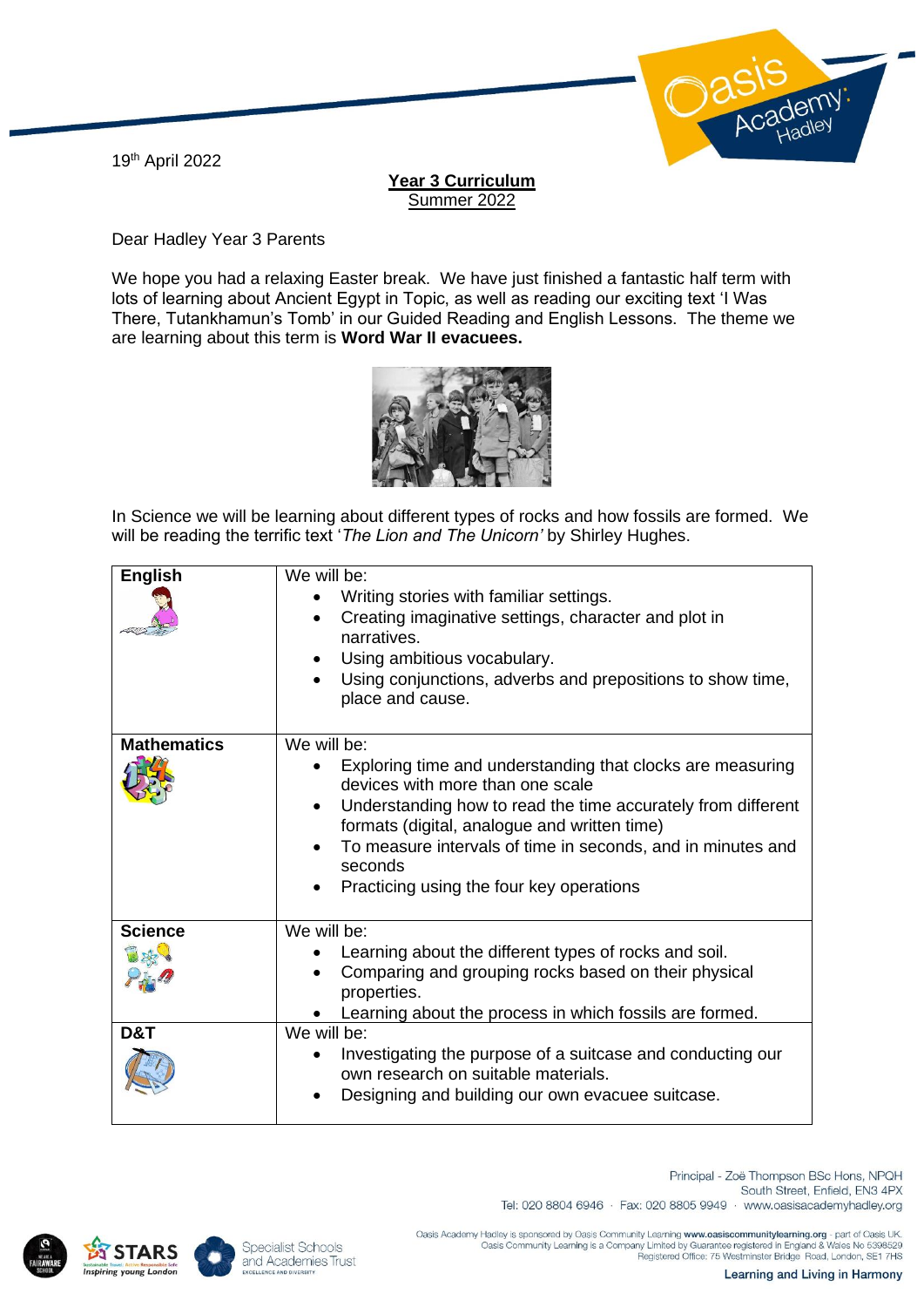19th April 2022

**Year 3 Curriculum**
Summer 2022

Dear Hadley Year 3 Parents

We hope you had a relaxing Easter break. We have just finished a fantastic half term with lots of learning about Ancient Egypt in Topic, as well as reading our exciting text 'I Was There, Tutankhamun's Tomb' in our Guided Reading and English Lessons. The theme we are learning about this term is **Word War II evacuees.**

In Science we will be learning about different types of rocks and how fossils are formed. We will be reading the terrific text '*The Lion and The Unicorn'* by Shirley Hughes.

| **English** | We will be:<br>• Writing stories with familiar settings.<br>• Creating imaginative settings, character and plot in narratives.<br>• Using ambitious vocabulary.<br>• Using conjunctions, adverbs and prepositions to show time, place and cause. |
|---|---|
| **Mathematics** | We will be:<br>• Exploring time and understanding that clocks are measuring devices with more than one scale<br>• Understanding how to read the time accurately from different formats (digital, analogue and written time)<br>• To measure intervals of time in seconds, and in minutes and seconds<br>• Practicing using the four key operations |
| **Science** | We will be:<br>• Learning about the different types of rocks and soil.<br>• Comparing and grouping rocks based on their physical properties.<br>• Learning about the process in which fossils are formed. |
| **D&T** | We will be:<br>• Investigating the purpose of a suitcase and conducting our own research on suitable materials.<br>• Designing and building our own evacuee suitcase. |

Principal - Zoë Thompson BSc Hons, NPQH
South Street, Enfield, EN3 4PX
Tel: 020 8804 6946 · Fax: 020 8805 9949 · www.oasisacademyhadley.org

Oasis Academy Hadley is sponsored by Oasis Community Learning **www.oasiscommunitylearning.org** - part of Oasis UK.
Oasis Community Learning is a Company Limited by Guarantee registered in England & Wales No 5398529
Registered Office: 75 Westminster Bridge Road, London, SE1 7HS

Learning and Living in Harmony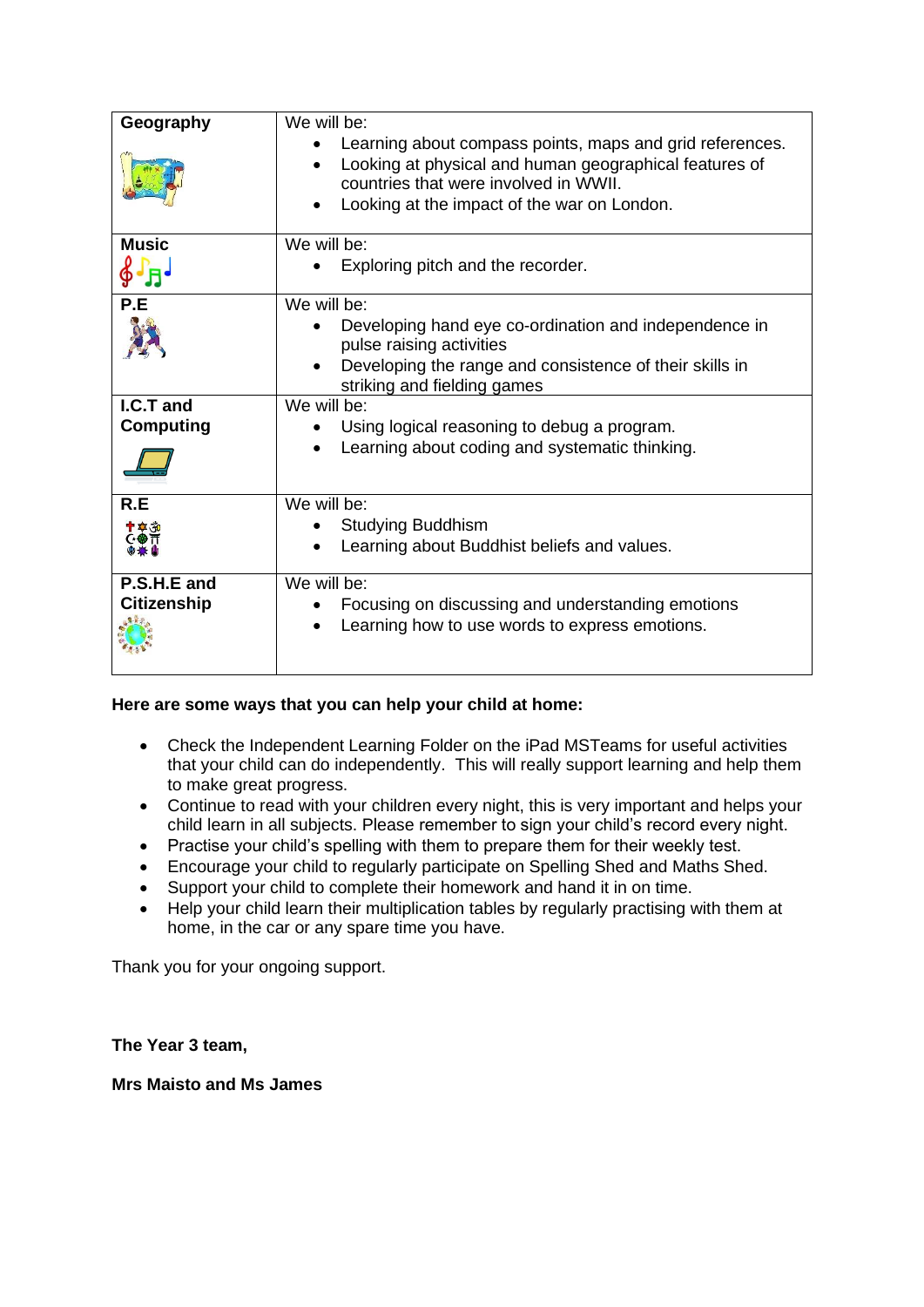| | |
|---|---|
| **Geography** | We will be:<br>• Learning about compass points, maps and grid references.<br>• Looking at physical and human geographical features of countries that were involved in WWII.<br>• Looking at the impact of the war on London. |
| **Music** | We will be:<br>• Exploring pitch and the recorder. |
| **P.E** | We will be:<br>• Developing hand eye co-ordination and independence in pulse raising activities<br>• Developing the range and consistence of their skills in striking and fielding games |
| **I.C.T and Computing** | We will be:<br>• Using logical reasoning to debug a program.<br>• Learning about coding and systematic thinking. |
| **R.E** | We will be:<br>• Studying Buddhism<br>• Learning about Buddhist beliefs and values. |
| **P.S.H.E and Citizenship** | We will be:<br>• Focusing on discussing and understanding emotions<br>• Learning how to use words to express emotions. |

**Here are some ways that you can help your child at home:**

- Check the Independent Learning Folder on the iPad MSTeams for useful activities that your child can do independently. This will really support learning and help them to make great progress.
- Continue to read with your children every night, this is very important and helps your child learn in all subjects. Please remember to sign your child's record every night.
- Practise your child's spelling with them to prepare them for their weekly test.
- Encourage your child to regularly participate on Spelling Shed and Maths Shed.
- Support your child to complete their homework and hand it in on time.
- Help your child learn their multiplication tables by regularly practising with them at home, in the car or any spare time you have.

Thank you for your ongoing support.

**The Year 3 team,**

**Mrs Maisto and Ms James**